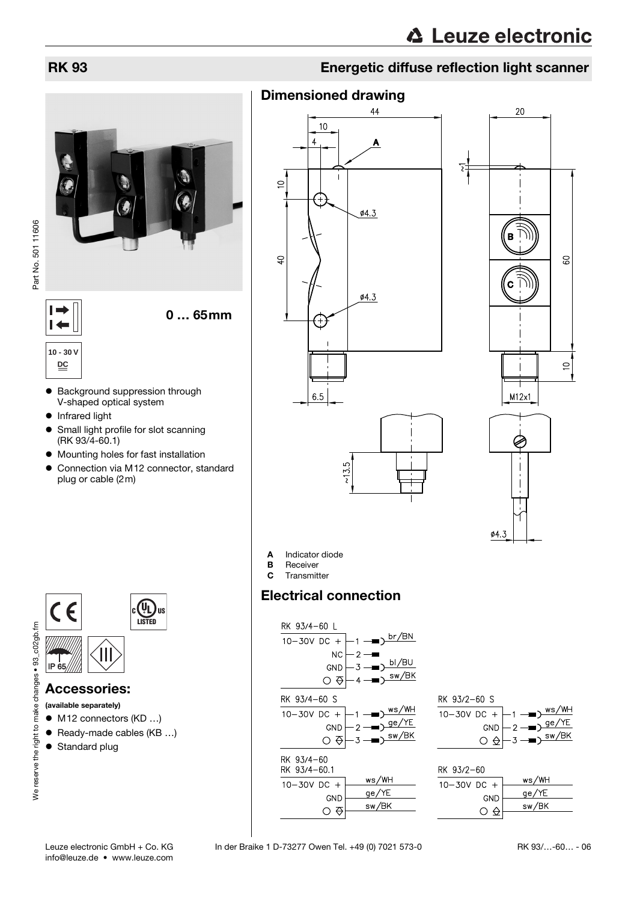# RK 93

## Energetic diffuse reflection light scanner

0 … 65mm

10 - 30 V DC

- Background suppression through V-shaped optical system
- Infrared light
- Small light profile for slot scanning (RK 93/4-60.1)
- Mounting holes for fast installation
- Connection via M12 connector, standard plug or cable (2m)

IP 65

## Accessories:

**(available separately)**

- M12 connectors (KD …)
- Ready-made cables (KB …)
- Standard plug

## Dimensioned drawing

- **A** Indicator diode
- **B** Receiver
- **C** Transmitter

## Electrical connection

RK 93/4-60 L

| Pin | Function | Wire |
|---|---|---|
| 1 | 10-30V DC + | br/BN |
| 2 | NC | |
| 3 | GND | bl/BU |
| 4 | Output | sw/BK |

RK 93/4-60 S

| Pin | Function | Wire |
|---|---|---|
| 1 | 10-30V DC + | ws/WH |
| 2 | GND | ge/YE |
| 3 | Output | sw/BK |

RK 93/2-60 S

| Pin | Function | Wire |
|---|---|---|
| 1 | 10-30V DC + | ws/WH |
| 2 | GND | ge/YE |
| 3 | Output | sw/BK |

RK 93/4-60
RK 93/4-60.1

| Function | Wire |
|---|---|
| 10-30V DC + | ws/WH |
| GND | ge/YE |
| Output | sw/BK |

RK 93/2-60

| Function | Wire |
|---|---|
| 10-30V DC + | ws/WH |
| GND | ge/YE |
| Output | sw/BK |

Leuze electronic GmbH + Co. KG info@leuze.de • www.leuze.com In der Braike 1 D-73277 Owen Tel. +49 (0) 7021 573-0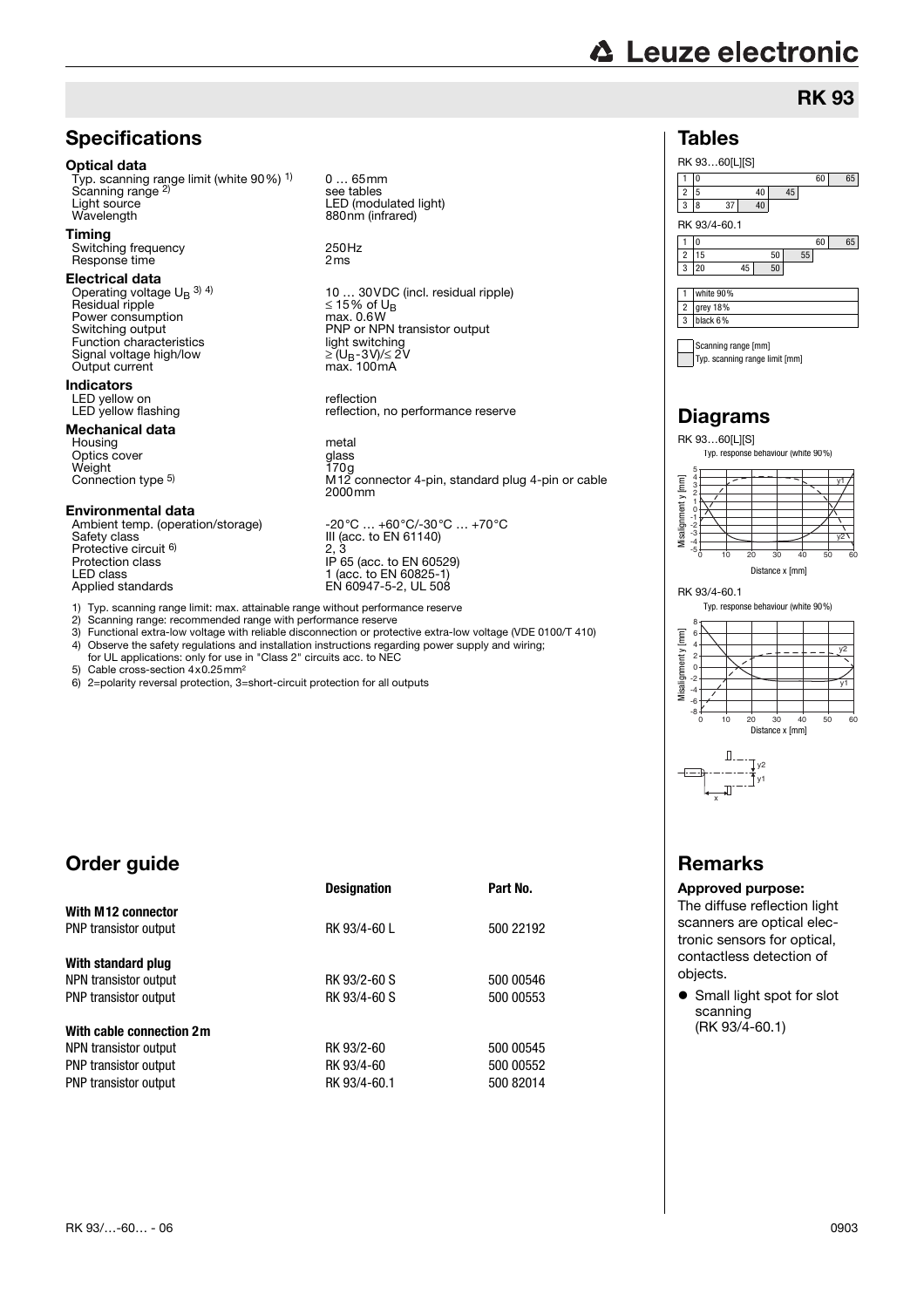Leuze electronic

# RK 93

## Specifications

**Optical data**

| | |
|---|---|
| Typ. scanning range limit (white 90%) [1] | 0 … 65mm |
| Scanning range [2] | see tables |
| Light source | LED (modulated light) |
| Wavelength | 880nm (infrared) |

**Timing**

| | |
|---|---|
| Switching frequency | 250Hz |
| Response time | 2ms |

**Electrical data**

| | |
|---|---|
| Operating voltage $U_B$ [3) 4)] | 10 … 30VDC (incl. residual ripple) |
| Residual ripple | ≤ 15% of $U_B$ |
| Power consumption | max. 0.6W |
| Switching output | PNP or NPN transistor output |
| Function characteristics | light switching |
| Signal voltage high/low | ≥ $(U_B$-3V)/≤ 2V |
| Output current | max. 100mA |

**Indicators**

| | |
|---|---|
| LED yellow on | reflection |
| LED yellow flashing | reflection, no performance reserve |

**Mechanical data**

| | |
|---|---|
| Housing | metal |
| Optics cover | glass |
| Weight | 170g |
| Connection type [5] | M12 connector 4-pin, standard plug 4-pin or cable 2000mm |

**Environmental data**

| | |
|---|---|
| Ambient temp. (operation/storage) | -20°C … +60°C/-30°C … +70°C |
| Safety class | III (acc. to EN 61140) |
| Protective circuit [6] | 2, 3 |
| Protection class | IP 65 (acc. to EN 60529) |
| LED class | 1 (acc. to EN 60825-1) |
| Applied standards | EN 60947-5-2, UL 508 |

1) Typ. scanning range limit: max. attainable range without performance reserve
2) Scanning range: recommended range with performance reserve
3) Functional extra-low voltage with reliable disconnection or protective extra-low voltage (VDE 0100/T 410)
4) Observe the safety regulations and installation instructions regarding power supply and wiring; for UL applications: only for use in "Class 2" circuits acc. to NEC
5) Cable cross-section 4x0.25mm²
6) 2=polarity reversal protection, 3=short-circuit protection for all outputs

## Tables

RK 93…60[L][S]

| | | | | |
|---|---|---|---|---|
| 1 | 0 | | 60 | 65 |
| 2 | 5 | 40 | 45 | |
| 3 | 8 | 37 | 40 | |

RK 93/4-60.1

| | | | | |
|---|---|---|---|---|
| 1 | 0 | | 60 | 65 |
| 2 | 15 | 50 | 55 | |
| 3 | 20 | 45 | 50 | |

| | |
|---|---|
| 1 | white 90% |
| 2 | grey 18% |
| 3 | black 6% |

Scanning range [mm]
Typ. scanning range limit [mm]

## Diagrams

RK 93…60[L][S]

Typ. response behaviour (white 90%)

Misalignment y [mm]
5 4 3 2 1 0 -1 -2 -3 -4 -5
0 10 20 30 40 50 60
Distance x [mm]
y1
y2

RK 93/4-60.1

Typ. response behaviour (white 90%)

Misalignment y [mm]
8 6 4 2 0 -2 -4 -6 -8
0 10 20 30 40 50 60
Distance x [mm]
y2
y1

y2
y1
x

## Order guide

| | Designation | Part No. |
|---|---|---|
| **With M12 connector** | | |
| PNP transistor output | RK 93/4-60 L | 500 22192 |
| **With standard plug** | | |
| NPN transistor output | RK 93/2-60 S | 500 00546 |
| PNP transistor output | RK 93/4-60 S | 500 00553 |
| **With cable connection 2m** | | |
| NPN transistor output | RK 93/2-60 | 500 00545 |
| PNP transistor output | RK 93/4-60 | 500 00552 |
| PNP transistor output | RK 93/4-60.1 | 500 82014 |

## Remarks

**Approved purpose:**

The diffuse reflection light scanners are optical electronic sensors for optical, contactless detection of objects.

- Small light spot for slot scanning (RK 93/4-60.1)